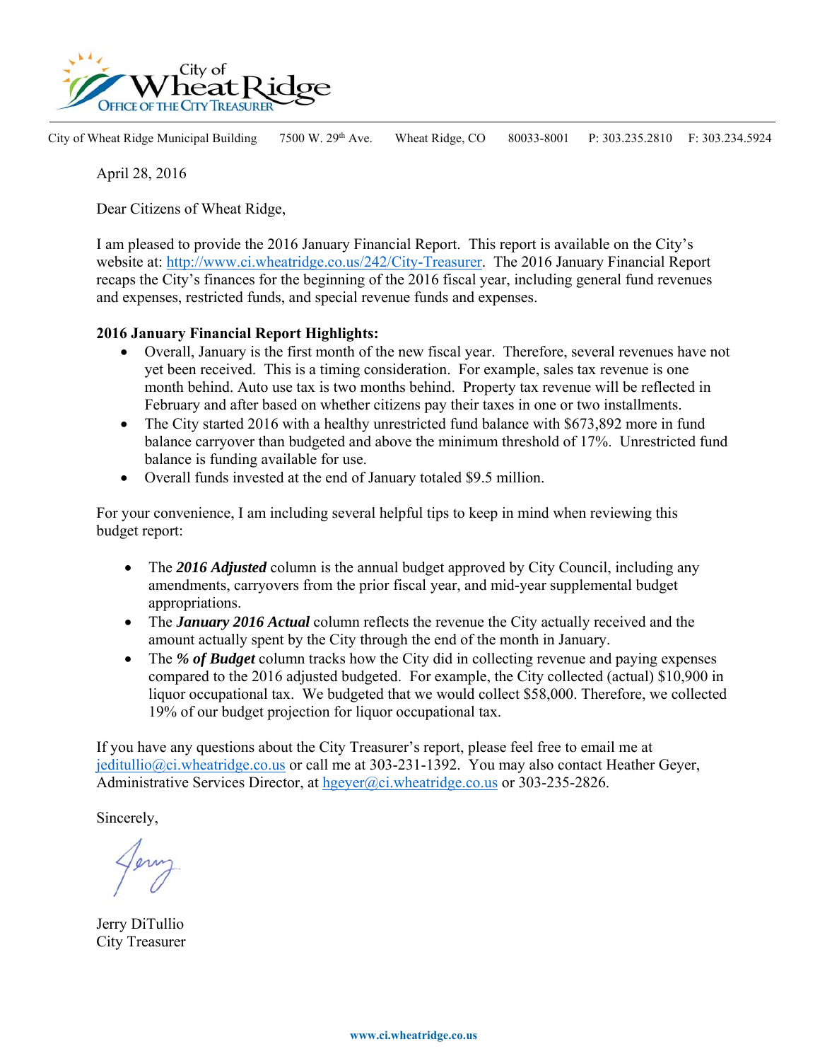City of Wheat Ridge
OFFICE OF THE CITY TREASURER

City of Wheat Ridge Municipal Building 7500 W. 29th Ave. Wheat Ridge, CO 80033-8001 P: 303.235.2810 F: 303.234.5924

April 28, 2016

Dear Citizens of Wheat Ridge,

I am pleased to provide the 2016 January Financial Report. This report is available on the City's website at: http://www.ci.wheatridge.co.us/242/City-Treasurer. The 2016 January Financial Report recaps the City's finances for the beginning of the 2016 fiscal year, including general fund revenues and expenses, restricted funds, and special revenue funds and expenses.

**2016 January Financial Report Highlights:**

- Overall, January is the first month of the new fiscal year. Therefore, several revenues have not yet been received. This is a timing consideration. For example, sales tax revenue is one month behind. Auto use tax is two months behind. Property tax revenue will be reflected in February and after based on whether citizens pay their taxes in one or two installments.
- The City started 2016 with a healthy unrestricted fund balance with $673,892 more in fund balance carryover than budgeted and above the minimum threshold of 17%. Unrestricted fund balance is funding available for use.
- Overall funds invested at the end of January totaled $9.5 million.

For your convenience, I am including several helpful tips to keep in mind when reviewing this budget report:

- The ***2016 Adjusted*** column is the annual budget approved by City Council, including any amendments, carryovers from the prior fiscal year, and mid-year supplemental budget appropriations.
- The ***January 2016 Actual*** column reflects the revenue the City actually received and the amount actually spent by the City through the end of the month in January.
- The ***% of Budget*** column tracks how the City did in collecting revenue and paying expenses compared to the 2016 adjusted budgeted. For example, the City collected (actual) $10,900 in liquor occupational tax. We budgeted that we would collect $58,000. Therefore, we collected 19% of our budget projection for liquor occupational tax.

If you have any questions about the City Treasurer's report, please feel free to email me at jeditullio@ci.wheatridge.co.us or call me at 303-231-1392. You may also contact Heather Geyer, Administrative Services Director, at hgeyer@ci.wheatridge.co.us or 303-235-2826.

Sincerely,

Jerry DiTullio
City Treasurer

www.ci.wheatridge.co.us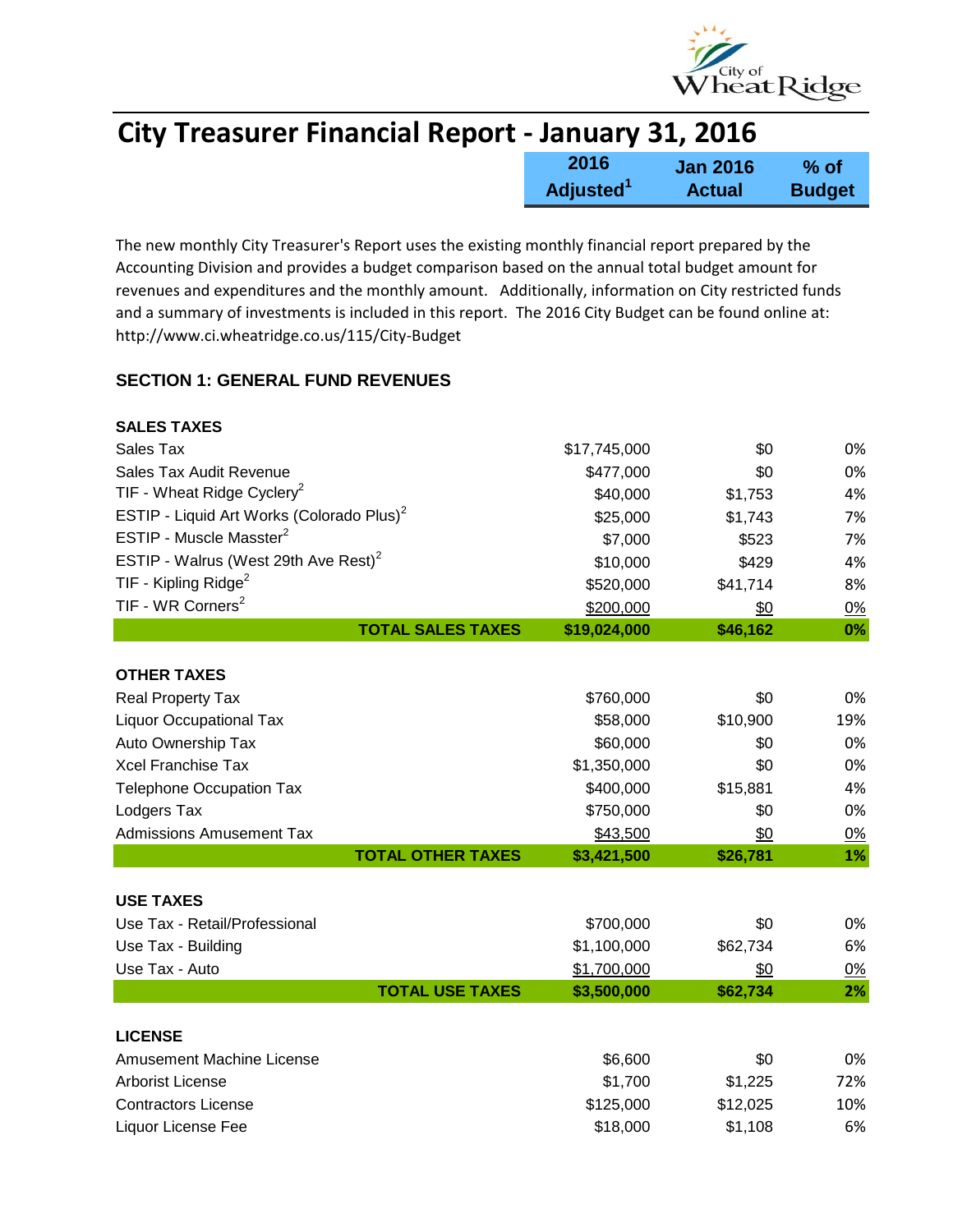# City Treasurer Financial Report - January 31, 2016

The new monthly City Treasurer's Report uses the existing monthly financial report prepared by the Accounting Division and provides a budget comparison based on the annual total budget amount for revenues and expenditures and the monthly amount. Additionally, information on City restricted funds and a summary of investments is included in this report. The 2016 City Budget can be found online at: http://www.ci.wheatridge.co.us/115/City-Budget

## SECTION 1: GENERAL FUND REVENUES

| | 2016 Adjusted[1] | Jan 2016 Actual | % of Budget |
|---|---|---|---|
| **SALES TAXES** | | | |
| Sales Tax | $17,745,000 | $0 | 0% |
| Sales Tax Audit Revenue | $477,000 | $0 | 0% |
| TIF - Wheat Ridge Cyclery[2] | $40,000 | $1,753 | 4% |
| ESTIP - Liquid Art Works (Colorado Plus)[2] | $25,000 | $1,743 | 7% |
| ESTIP - Muscle Masster[2] | $7,000 | $523 | 7% |
| ESTIP - Walrus (West 29th Ave Rest)[2] | $10,000 | $429 | 4% |
| TIF - Kipling Ridge[2] | $520,000 | $41,714 | 8% |
| TIF - WR Corners[2] | $200,000 | $0 | 0% |
| **TOTAL SALES TAXES** | **$19,024,000** | **$46,162** | **0%** |
| **OTHER TAXES** | | | |
| Real Property Tax | $760,000 | $0 | 0% |
| Liquor Occupational Tax | $58,000 | $10,900 | 19% |
| Auto Ownership Tax | $60,000 | $0 | 0% |
| Xcel Franchise Tax | $1,350,000 | $0 | 0% |
| Telephone Occupation Tax | $400,000 | $15,881 | 4% |
| Lodgers Tax | $750,000 | $0 | 0% |
| Admissions Amusement Tax | $43,500 | $0 | 0% |
| **TOTAL OTHER TAXES** | **$3,421,500** | **$26,781** | **1%** |
| **USE TAXES** | | | |
| Use Tax - Retail/Professional | $700,000 | $0 | 0% |
| Use Tax - Building | $1,100,000 | $62,734 | 6% |
| Use Tax - Auto | $1,700,000 | $0 | 0% |
| **TOTAL USE TAXES** | **$3,500,000** | **$62,734** | **2%** |
| **LICENSE** | | | |
| Amusement Machine License | $6,600 | $0 | 0% |
| Arborist License | $1,700 | $1,225 | 72% |
| Contractors License | $125,000 | $12,025 | 10% |
| Liquor License Fee | $18,000 | $1,108 | 6% |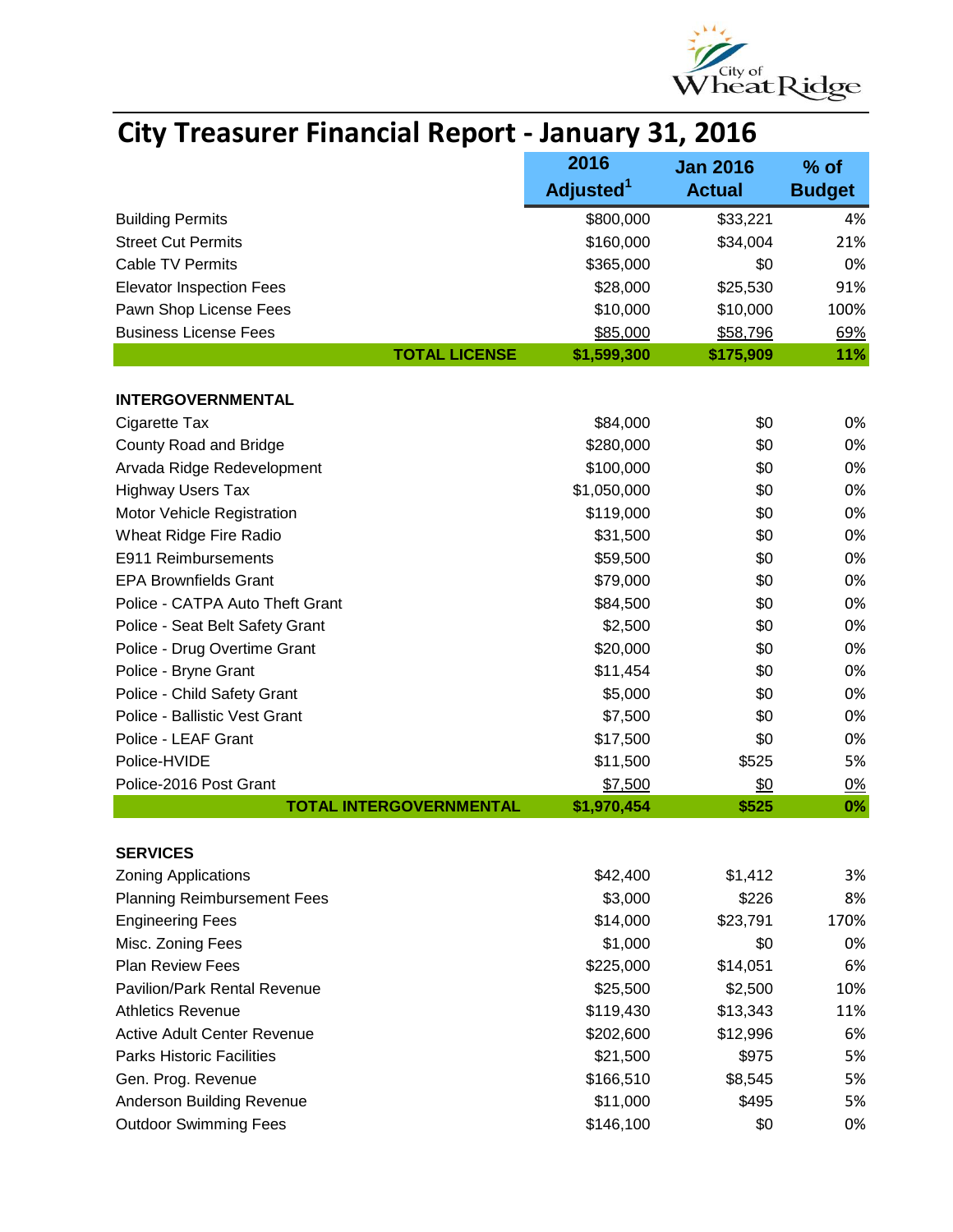# City Treasurer Financial Report - January 31, 2016

| | 2016 Adjusted[1] | Jan 2016 Actual | % of Budget |
|---|---|---|---|
| Building Permits | $800,000 | $33,221 | 4% |
| Street Cut Permits | $160,000 | $34,004 | 21% |
| Cable TV Permits | $365,000 | $0 | 0% |
| Elevator Inspection Fees | $28,000 | $25,530 | 91% |
| Pawn Shop License Fees | $10,000 | $10,000 | 100% |
| Business License Fees | $85,000 | $58,796 | 69% |
| **TOTAL LICENSE** | **$1,599,300** | **$175,909** | **11%** |
| | | | |
| **INTERGOVERNMENTAL** | | | |
| Cigarette Tax | $84,000 | $0 | 0% |
| County Road and Bridge | $280,000 | $0 | 0% |
| Arvada Ridge Redevelopment | $100,000 | $0 | 0% |
| Highway Users Tax | $1,050,000 | $0 | 0% |
| Motor Vehicle Registration | $119,000 | $0 | 0% |
| Wheat Ridge Fire Radio | $31,500 | $0 | 0% |
| E911 Reimbursements | $59,500 | $0 | 0% |
| EPA Brownfields Grant | $79,000 | $0 | 0% |
| Police - CATPA Auto Theft Grant | $84,500 | $0 | 0% |
| Police - Seat Belt Safety Grant | $2,500 | $0 | 0% |
| Police - Drug Overtime Grant | $20,000 | $0 | 0% |
| Police - Bryne Grant | $11,454 | $0 | 0% |
| Police - Child Safety Grant | $5,000 | $0 | 0% |
| Police - Ballistic Vest Grant | $7,500 | $0 | 0% |
| Police - LEAF Grant | $17,500 | $0 | 0% |
| Police-HVIDE | $11,500 | $525 | 5% |
| Police-2016 Post Grant | $7,500 | $0 | 0% |
| **TOTAL INTERGOVERNMENTAL** | **$1,970,454** | **$525** | **0%** |
| | | | |
| **SERVICES** | | | |
| Zoning Applications | $42,400 | $1,412 | 3% |
| Planning Reimbursement Fees | $3,000 | $226 | 8% |
| Engineering Fees | $14,000 | $23,791 | 170% |
| Misc. Zoning Fees | $1,000 | $0 | 0% |
| Plan Review Fees | $225,000 | $14,051 | 6% |
| Pavilion/Park Rental Revenue | $25,500 | $2,500 | 10% |
| Athletics Revenue | $119,430 | $13,343 | 11% |
| Active Adult Center Revenue | $202,600 | $12,996 | 6% |
| Parks Historic Facilities | $21,500 | $975 | 5% |
| Gen. Prog. Revenue | $166,510 | $8,545 | 5% |
| Anderson Building Revenue | $11,000 | $495 | 5% |
| Outdoor Swimming Fees | $146,100 | $0 | 0% |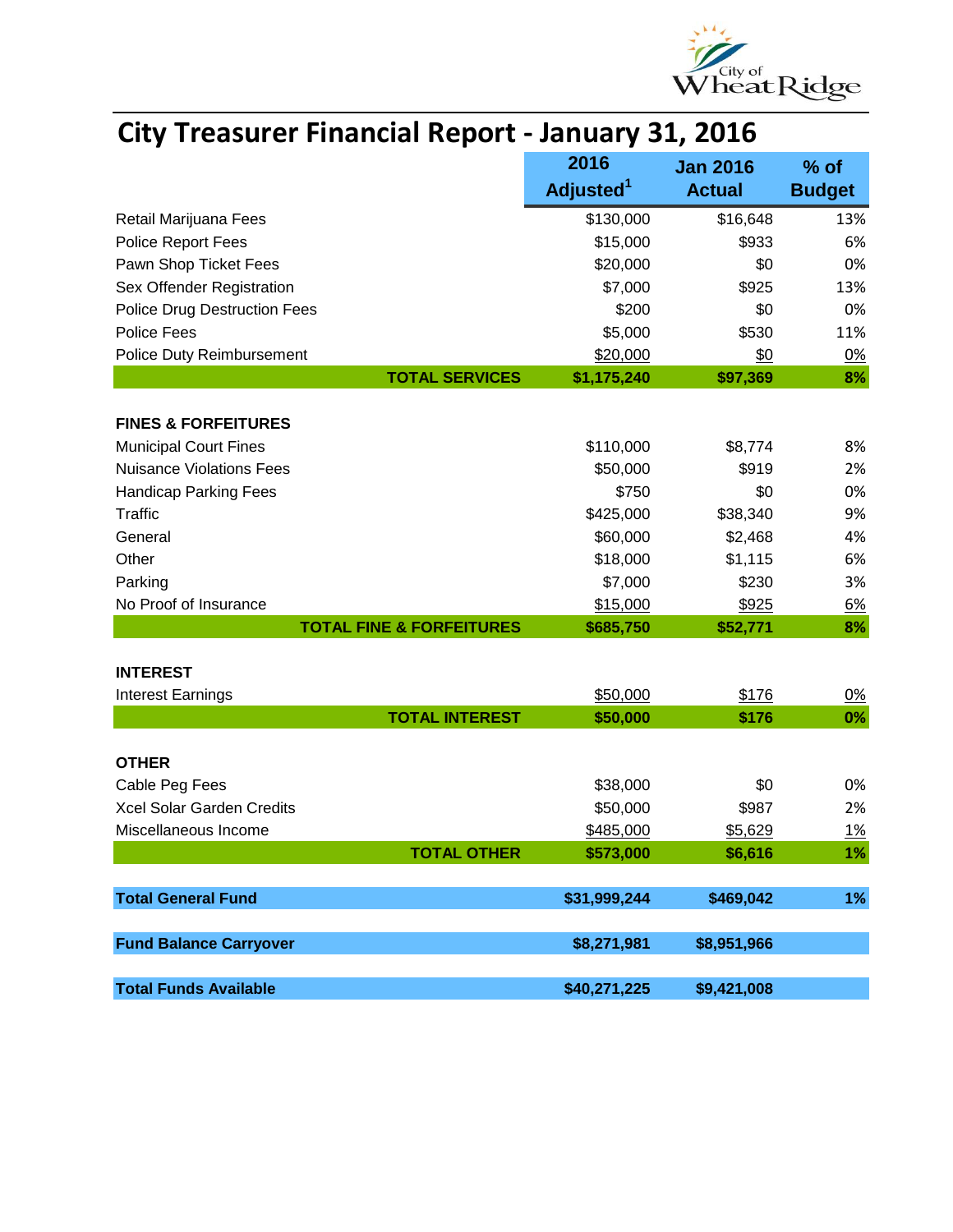# City Treasurer Financial Report - January 31, 2016

| | 2016 Adjusted[1] | Jan 2016 Actual | % of Budget |
|---|---|---|---|
| Retail Marijuana Fees | $130,000 | $16,648 | 13% |
| Police Report Fees | $15,000 | $933 | 6% |
| Pawn Shop Ticket Fees | $20,000 | $0 | 0% |
| Sex Offender Registration | $7,000 | $925 | 13% |
| Police Drug Destruction Fees | $200 | $0 | 0% |
| Police Fees | $5,000 | $530 | 11% |
| Police Duty Reimbursement | $20,000 | $0 | 0% |
| **TOTAL SERVICES** | **$1,175,240** | **$97,369** | **8%** |
| | | | |
| **FINES & FORFEITURES** | | | |
| Municipal Court Fines | $110,000 | $8,774 | 8% |
| Nuisance Violations Fees | $50,000 | $919 | 2% |
| Handicap Parking Fees | $750 | $0 | 0% |
| Traffic | $425,000 | $38,340 | 9% |
| General | $60,000 | $2,468 | 4% |
| Other | $18,000 | $1,115 | 6% |
| Parking | $7,000 | $230 | 3% |
| No Proof of Insurance | $15,000 | $925 | 6% |
| **TOTAL FINE & FORFEITURES** | **$685,750** | **$52,771** | **8%** |
| | | | |
| **INTEREST** | | | |
| Interest Earnings | $50,000 | $176 | 0% |
| **TOTAL INTEREST** | **$50,000** | **$176** | **0%** |
| | | | |
| **OTHER** | | | |
| Cable Peg Fees | $38,000 | $0 | 0% |
| Xcel Solar Garden Credits | $50,000 | $987 | 2% |
| Miscellaneous Income | $485,000 | $5,629 | 1% |
| **TOTAL OTHER** | **$573,000** | **$6,616** | **1%** |
| | | | |
| **Total General Fund** | **$31,999,244** | **$469,042** | **1%** |
| | | | |
| **Fund Balance Carryover** | **$8,271,981** | **$8,951,966** | |
| | | | |
| **Total Funds Available** | **$40,271,225** | **$9,421,008** | |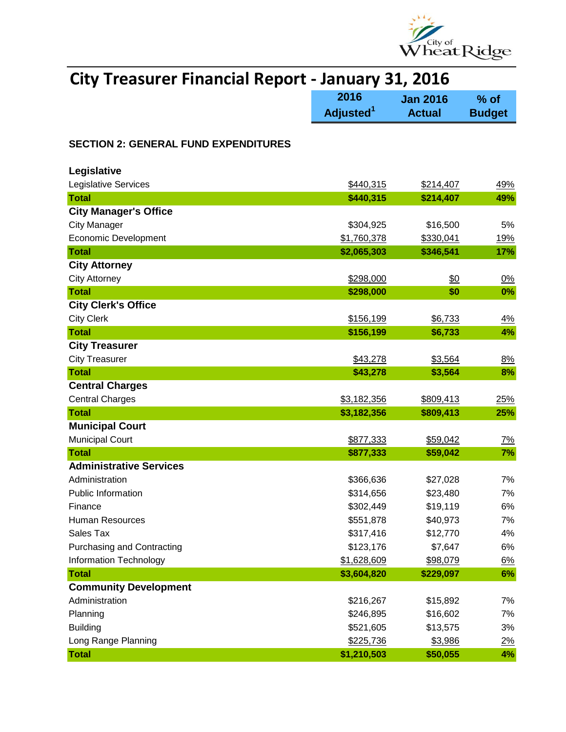# City Treasurer Financial Report - January 31, 2016

## SECTION 2: GENERAL FUND EXPENDITURES

| | 2016 Adjusted[1] | Jan 2016 Actual | % of Budget |
|---|---|---|---|
| **Legislative** | | | |
| Legislative Services | $440,315 | $214,407 | 49% |
| **Total** | **$440,315** | **$214,407** | **49%** |
| **City Manager's Office** | | | |
| City Manager | $304,925 | $16,500 | 5% |
| Economic Development | $1,760,378 | $330,041 | 19% |
| **Total** | **$2,065,303** | **$346,541** | **17%** |
| **City Attorney** | | | |
| City Attorney | $298,000 | $0 | 0% |
| **Total** | **$298,000** | **$0** | **0%** |
| **City Clerk's Office** | | | |
| City Clerk | $156,199 | $6,733 | 4% |
| **Total** | **$156,199** | **$6,733** | **4%** |
| **City Treasurer** | | | |
| City Treasurer | $43,278 | $3,564 | 8% |
| **Total** | **$43,278** | **$3,564** | **8%** |
| **Central Charges** | | | |
| Central Charges | $3,182,356 | $809,413 | 25% |
| **Total** | **$3,182,356** | **$809,413** | **25%** |
| **Municipal Court** | | | |
| Municipal Court | $877,333 | $59,042 | 7% |
| **Total** | **$877,333** | **$59,042** | **7%** |
| **Administrative Services** | | | |
| Administration | $366,636 | $27,028 | 7% |
| Public Information | $314,656 | $23,480 | 7% |
| Finance | $302,449 | $19,119 | 6% |
| Human Resources | $551,878 | $40,973 | 7% |
| Sales Tax | $317,416 | $12,770 | 4% |
| Purchasing and Contracting | $123,176 | $7,647 | 6% |
| Information Technology | $1,628,609 | $98,079 | 6% |
| **Total** | **$3,604,820** | **$229,097** | **6%** |
| **Community Development** | | | |
| Administration | $216,267 | $15,892 | 7% |
| Planning | $246,895 | $16,602 | 7% |
| Building | $521,605 | $13,575 | 3% |
| Long Range Planning | $225,736 | $3,986 | 2% |
| **Total** | **$1,210,503** | **$50,055** | **4%** |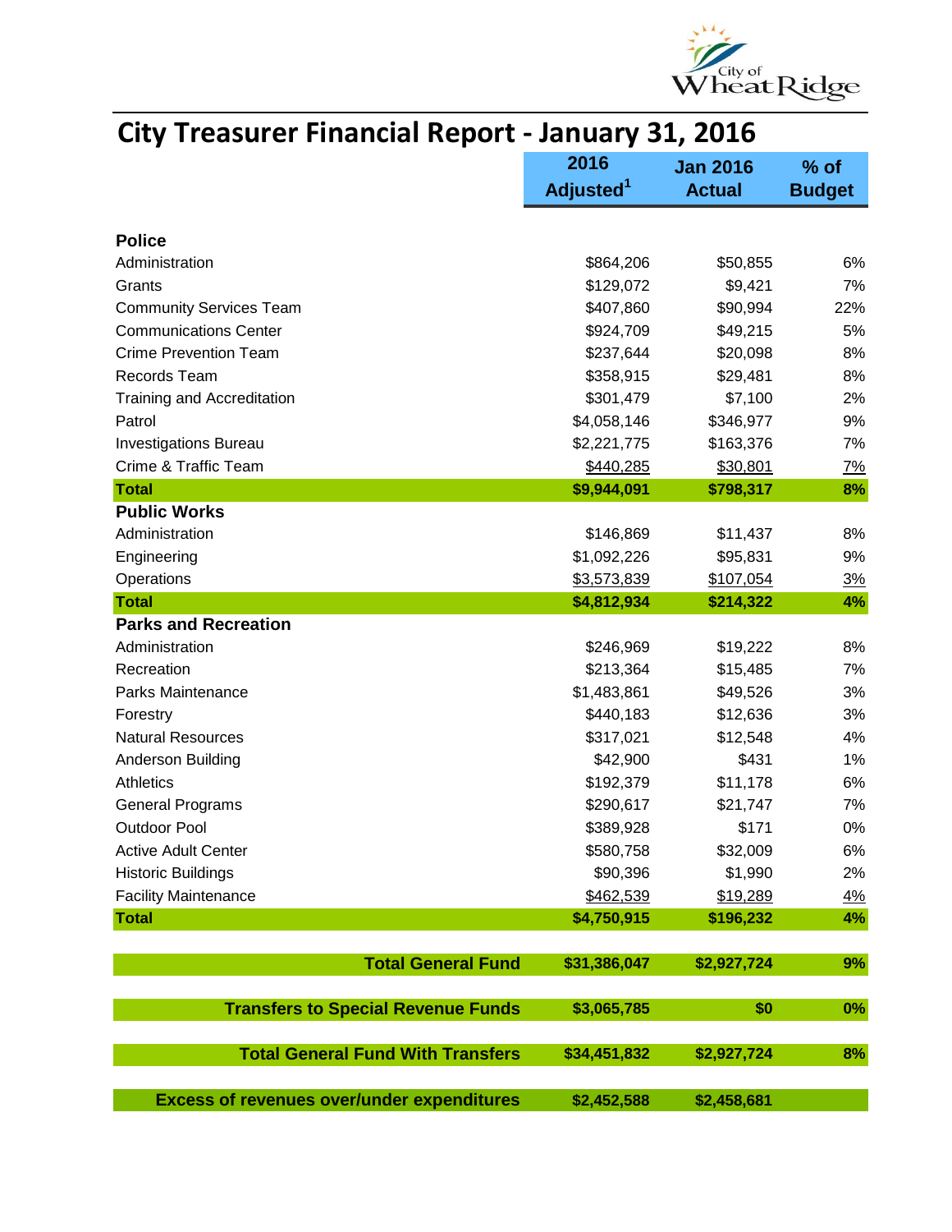# City Treasurer Financial Report - January 31, 2016

| | 2016 Adjusted[1] | Jan 2016 Actual | % of Budget |
|---|---|---|---|
| **Police** | | | |
| Administration | $864,206 | $50,855 | 6% |
| Grants | $129,072 | $9,421 | 7% |
| Community Services Team | $407,860 | $90,994 | 22% |
| Communications Center | $924,709 | $49,215 | 5% |
| Crime Prevention Team | $237,644 | $20,098 | 8% |
| Records Team | $358,915 | $29,481 | 8% |
| Training and Accreditation | $301,479 | $7,100 | 2% |
| Patrol | $4,058,146 | $346,977 | 9% |
| Investigations Bureau | $2,221,775 | $163,376 | 7% |
| Crime & Traffic Team | $440,285 | $30,801 | 7% |
| **Total** | **$9,944,091** | **$798,317** | **8%** |
| **Public Works** | | | |
| Administration | $146,869 | $11,437 | 8% |
| Engineering | $1,092,226 | $95,831 | 9% |
| Operations | $3,573,839 | $107,054 | 3% |
| **Total** | **$4,812,934** | **$214,322** | **4%** |
| **Parks and Recreation** | | | |
| Administration | $246,969 | $19,222 | 8% |
| Recreation | $213,364 | $15,485 | 7% |
| Parks Maintenance | $1,483,861 | $49,526 | 3% |
| Forestry | $440,183 | $12,636 | 3% |
| Natural Resources | $317,021 | $12,548 | 4% |
| Anderson Building | $42,900 | $431 | 1% |
| Athletics | $192,379 | $11,178 | 6% |
| General Programs | $290,617 | $21,747 | 7% |
| Outdoor Pool | $389,928 | $171 | 0% |
| Active Adult Center | $580,758 | $32,009 | 6% |
| Historic Buildings | $90,396 | $1,990 | 2% |
| Facility Maintenance | $462,539 | $19,289 | 4% |
| **Total** | **$4,750,915** | **$196,232** | **4%** |
| **Total General Fund** | **$31,386,047** | **$2,927,724** | **9%** |
| **Transfers to Special Revenue Funds** | **$3,065,785** | **$0** | **0%** |
| **Total General Fund With Transfers** | **$34,451,832** | **$2,927,724** | **8%** |
| **Excess of revenues over/under expenditures** | **$2,452,588** | **$2,458,681** | |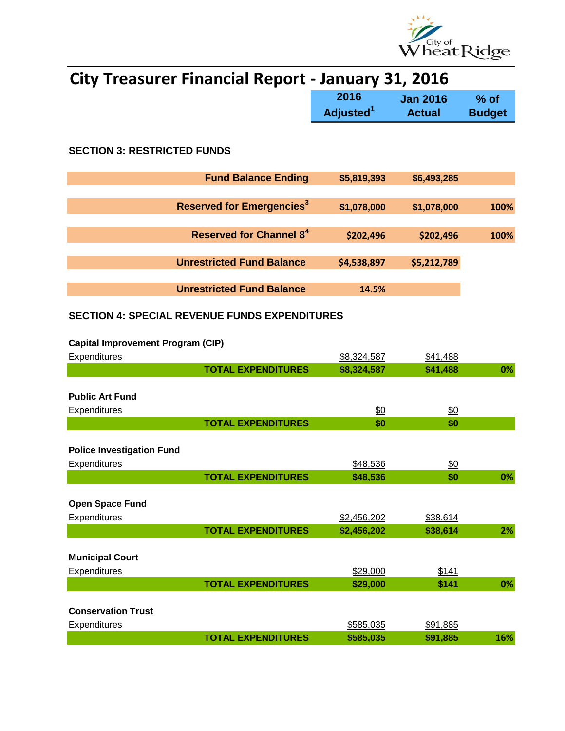# City Treasurer Financial Report - January 31, 2016

| | 2016 Adjusted[1] | Jan 2016 Actual | % of Budget |
|---|---|---|---|
| **SECTION 3: RESTRICTED FUNDS** | | | |
| **Fund Balance Ending** | **$5,819,393** | **$6,493,285** | |
| **Reserved for Emergencies[3]** | **$1,078,000** | **$1,078,000** | **100%** |
| **Reserved for Channel 8[4]** | **$202,496** | **$202,496** | **100%** |
| **Unrestricted Fund Balance** | **$4,538,897** | **$5,212,789** | |
| **Unrestricted Fund Balance** | **14.5%** | | |
| **SECTION 4: SPECIAL REVENUE FUNDS EXPENDITURES** | | | |
| **Capital Improvement Program (CIP)** | | | |
| Expenditures | $8,324,587 | $41,488 | |
| **TOTAL EXPENDITURES** | **$8,324,587** | **$41,488** | **0%** |
| **Public Art Fund** | | | |
| Expenditures | $0 | $0 | |
| **TOTAL EXPENDITURES** | **$0** | **$0** | |
| **Police Investigation Fund** | | | |
| Expenditures | $48,536 | $0 | |
| **TOTAL EXPENDITURES** | **$48,536** | **$0** | **0%** |
| **Open Space Fund** | | | |
| Expenditures | $2,456,202 | $38,614 | |
| **TOTAL EXPENDITURES** | **$2,456,202** | **$38,614** | **2%** |
| **Municipal Court** | | | |
| Expenditures | $29,000 | $141 | |
| **TOTAL EXPENDITURES** | **$29,000** | **$141** | **0%** |
| **Conservation Trust** | | | |
| Expenditures | $585,035 | $91,885 | |
| **TOTAL EXPENDITURES** | **$585,035** | **$91,885** | **16%** |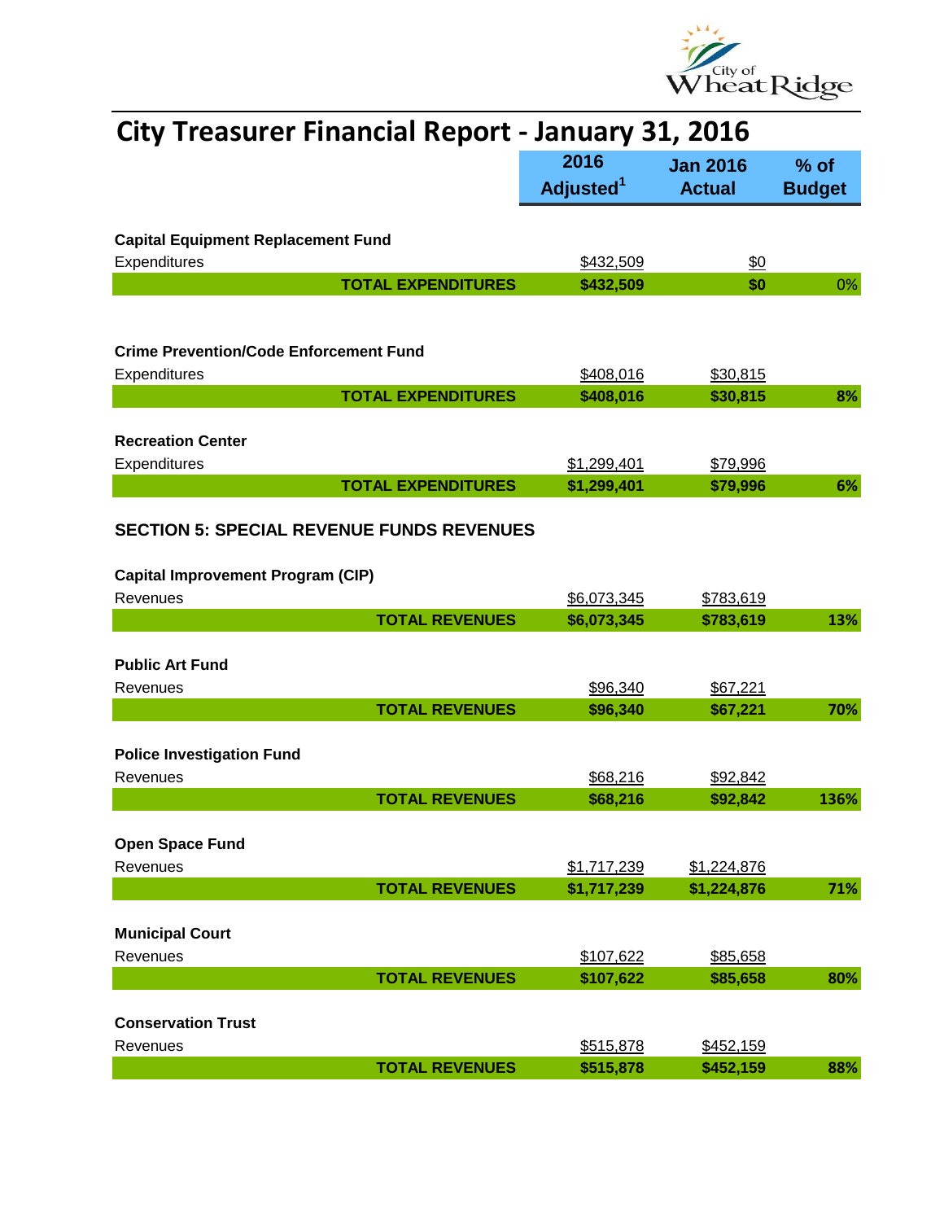# City Treasurer Financial Report - January 31, 2016

| | 2016 Adjusted[1] | Jan 2016 Actual | % of Budget |
|---|---|---|---|
| **Capital Equipment Replacement Fund** | | | |
| Expenditures | $432,509 | $0 | |
| **TOTAL EXPENDITURES** | **$432,509** | **$0** | 0% |
| | | | |
| **Crime Prevention/Code Enforcement Fund** | | | |
| Expenditures | $408,016 | $30,815 | |
| **TOTAL EXPENDITURES** | **$408,016** | **$30,815** | **8%** |
| | | | |
| **Recreation Center** | | | |
| Expenditures | $1,299,401 | $79,996 | |
| **TOTAL EXPENDITURES** | **$1,299,401** | **$79,996** | **6%** |

## SECTION 5: SPECIAL REVENUE FUNDS REVENUES

| | 2016 Adjusted[1] | Jan 2016 Actual | % of Budget |
|---|---|---|---|
| **Capital Improvement Program (CIP)** | | | |
| Revenues | $6,073,345 | $783,619 | |
| **TOTAL REVENUES** | **$6,073,345** | **$783,619** | **13%** |
| | | | |
| **Public Art Fund** | | | |
| Revenues | $96,340 | $67,221 | |
| **TOTAL REVENUES** | **$96,340** | **$67,221** | **70%** |
| | | | |
| **Police Investigation Fund** | | | |
| Revenues | $68,216 | $92,842 | |
| **TOTAL REVENUES** | **$68,216** | **$92,842** | **136%** |
| | | | |
| **Open Space Fund** | | | |
| Revenues | $1,717,239 | $1,224,876 | |
| **TOTAL REVENUES** | **$1,717,239** | **$1,224,876** | **71%** |
| | | | |
| **Municipal Court** | | | |
| Revenues | $107,622 | $85,658 | |
| **TOTAL REVENUES** | **$107,622** | **$85,658** | **80%** |
| | | | |
| **Conservation Trust** | | | |
| Revenues | $515,878 | $452,159 | |
| **TOTAL REVENUES** | **$515,878** | **$452,159** | **88%** |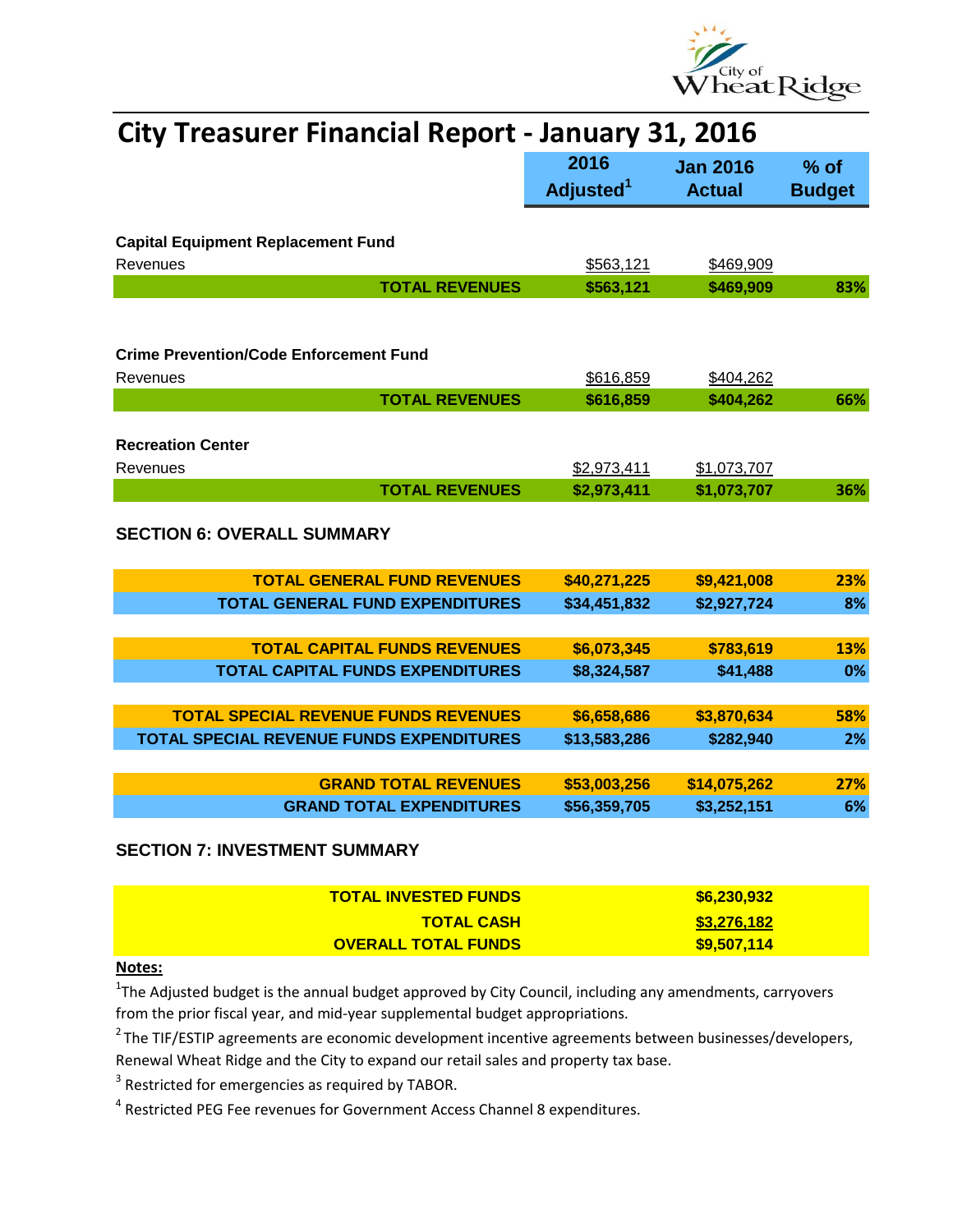# City Treasurer Financial Report - January 31, 2016

| | 2016 Adjusted[1] | Jan 2016 Actual | % of Budget |
|---|---|---|---|
| **Capital Equipment Replacement Fund** | | | |
| Revenues | $563,121 | $469,909 | |
| **TOTAL REVENUES** | **$563,121** | **$469,909** | **83%** |
| **Crime Prevention/Code Enforcement Fund** | | | |
| Revenues | $616,859 | $404,262 | |
| **TOTAL REVENUES** | **$616,859** | **$404,262** | **66%** |
| **Recreation Center** | | | |
| Revenues | $2,973,411 | $1,073,707 | |
| **TOTAL REVENUES** | **$2,973,411** | **$1,073,707** | **36%** |

### SECTION 6: OVERALL SUMMARY

| | 2016 Adjusted[1] | Jan 2016 Actual | % of Budget |
|---|---|---|---|
| **TOTAL GENERAL FUND REVENUES** | **$40,271,225** | **$9,421,008** | **23%** |
| **TOTAL GENERAL FUND EXPENDITURES** | **$34,451,832** | **$2,927,724** | **8%** |
| **TOTAL CAPITAL FUNDS REVENUES** | **$6,073,345** | **$783,619** | **13%** |
| **TOTAL CAPITAL FUNDS EXPENDITURES** | **$8,324,587** | **$41,488** | **0%** |
| **TOTAL SPECIAL REVENUE FUNDS REVENUES** | **$6,658,686** | **$3,870,634** | **58%** |
| **TOTAL SPECIAL REVENUE FUNDS EXPENDITURES** | **$13,583,286** | **$282,940** | **2%** |
| **GRAND TOTAL REVENUES** | **$53,003,256** | **$14,075,262** | **27%** |
| **GRAND TOTAL EXPENDITURES** | **$56,359,705** | **$3,252,151** | **6%** |

### SECTION 7: INVESTMENT SUMMARY

| | |
|---|---|
| **TOTAL INVESTED FUNDS** | **$6,230,932** |
| **TOTAL CASH** | **$3,276,182** |
| **OVERALL TOTAL FUNDS** | **$9,507,114** |

**Notes:**

[1] The Adjusted budget is the annual budget approved by City Council, including any amendments, carryovers from the prior fiscal year, and mid-year supplemental budget appropriations.

[2] The TIF/ESTIP agreements are economic development incentive agreements between businesses/developers, Renewal Wheat Ridge and the City to expand our retail sales and property tax base.

[3] Restricted for emergencies as required by TABOR.

[4] Restricted PEG Fee revenues for Government Access Channel 8 expenditures.